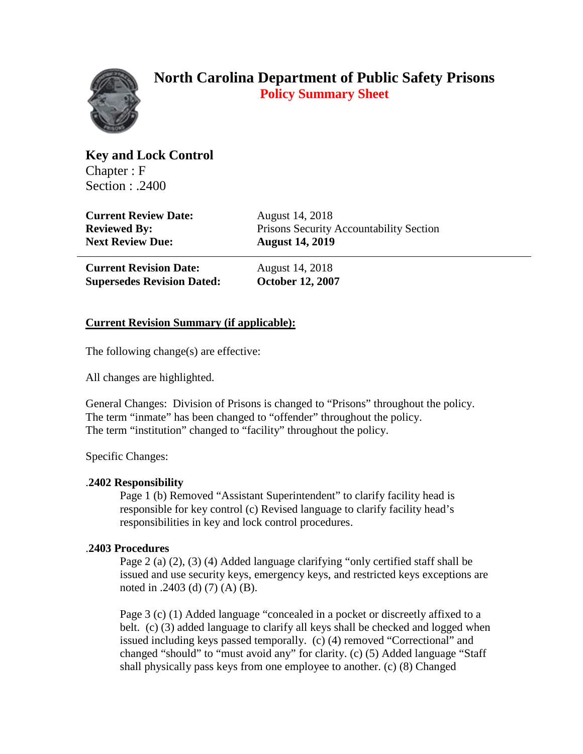# North Carolina Department of Public Safety Prisons

## Policy Summary Sheet

**Key and Lock Control**
Chapter : F
Section : .2400

| | |
|---|---|
| **Current Review Date:** | August 14, 2018 |
| **Reviewed By:** | Prisons Security Accountability Section |
| **Next Review Due:** | **August 14, 2019** |

---

| | |
|---|---|
| **Current Revision Date:** | August 14, 2018 |
| **Supersedes Revision Dated:** | **October 12, 2007** |

**Current Revision Summary (if applicable):**

The following change(s) are effective:

All changes are highlighted.

General Changes: Division of Prisons is changed to "Prisons" throughout the policy.
The term "inmate" has been changed to "offender" throughout the policy.
The term "institution" changed to "facility" throughout the policy.

Specific Changes:

**.2402 Responsibility**

Page 1 (b) Removed "Assistant Superintendent" to clarify facility head is responsible for key control (c) Revised language to clarify facility head's responsibilities in key and lock control procedures.

**.2403 Procedures**

Page 2 (a) (2), (3) (4) Added language clarifying "only certified staff shall be issued and use security keys, emergency keys, and restricted keys exceptions are noted in .2403 (d) (7) (A) (B).

Page 3 (c) (1) Added language "concealed in a pocket or discreetly affixed to a belt. (c) (3) added language to clarify all keys shall be checked and logged when issued including keys passed temporally. (c) (4) removed "Correctional" and changed "should" to "must avoid any" for clarity. (c) (5) Added language "Staff shall physically pass keys from one employee to another. (c) (8) Changed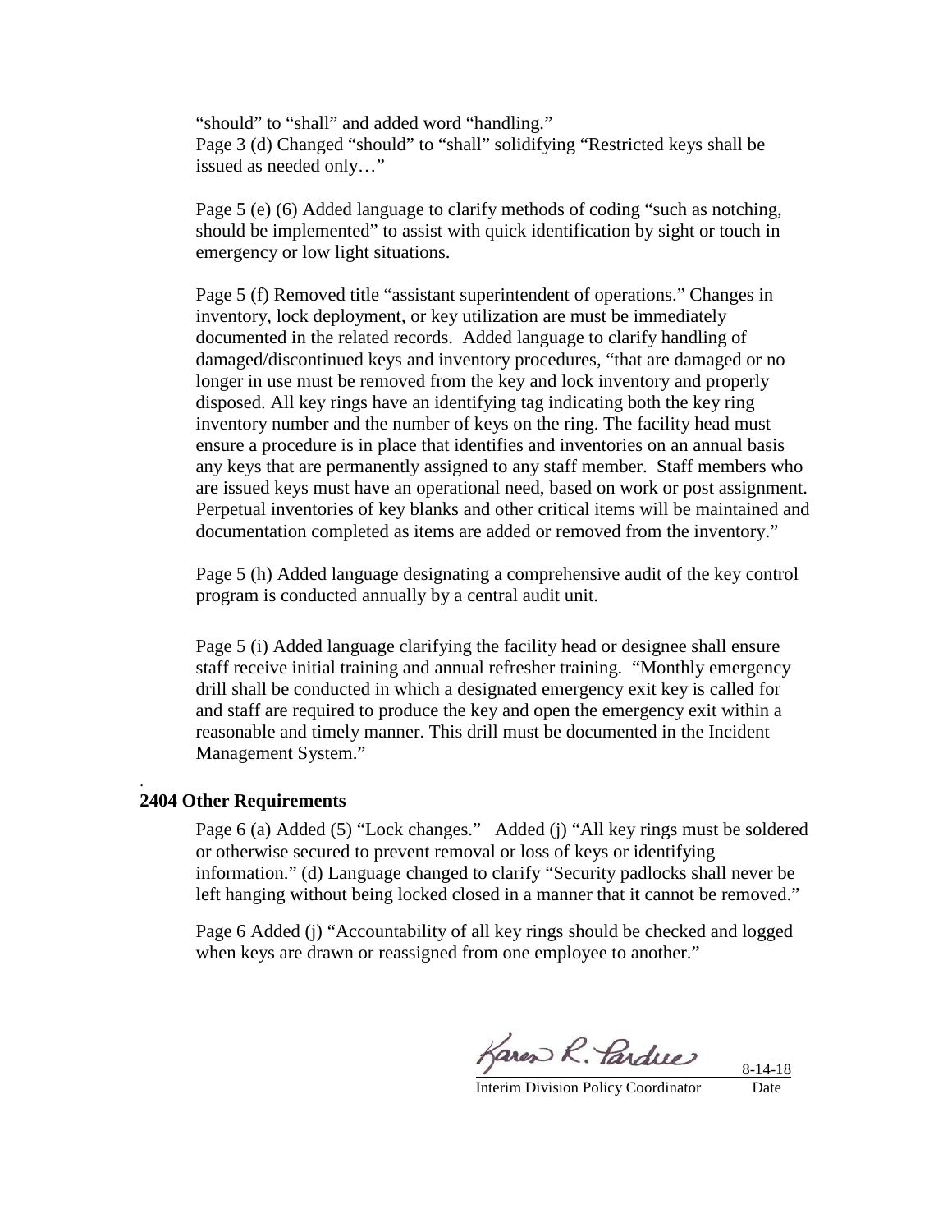"should" to "shall" and added word "handling."
Page 3 (d) Changed "should" to "shall" solidifying "Restricted keys shall be issued as needed only…"

Page 5 (e) (6) Added language to clarify methods of coding "such as notching, should be implemented" to assist with quick identification by sight or touch in emergency or low light situations.

Page 5 (f) Removed title "assistant superintendent of operations." Changes in inventory, lock deployment, or key utilization are must be immediately documented in the related records. Added language to clarify handling of damaged/discontinued keys and inventory procedures, "that are damaged or no longer in use must be removed from the key and lock inventory and properly disposed. All key rings have an identifying tag indicating both the key ring inventory number and the number of keys on the ring. The facility head must ensure a procedure is in place that identifies and inventories on an annual basis any keys that are permanently assigned to any staff member. Staff members who are issued keys must have an operational need, based on work or post assignment. Perpetual inventories of key blanks and other critical items will be maintained and documentation completed as items are added or removed from the inventory."

Page 5 (h) Added language designating a comprehensive audit of the key control program is conducted annually by a central audit unit.

Page 5 (i) Added language clarifying the facility head or designee shall ensure staff receive initial training and annual refresher training. "Monthly emergency drill shall be conducted in which a designated emergency exit key is called for and staff are required to produce the key and open the emergency exit within a reasonable and timely manner. This drill must be documented in the Incident Management System."

**2404 Other Requirements**

Page 6 (a) Added (5) "Lock changes." Added (j) "All key rings must be soldered or otherwise secured to prevent removal or loss of keys or identifying information." (d) Language changed to clarify "Security padlocks shall never be left hanging without being locked closed in a manner that it cannot be removed."

Page 6 Added (j) "Accountability of all key rings should be checked and logged when keys are drawn or reassigned from one employee to another."

Karen R. Pardue 8-14-18

Interim Division Policy Coordinator Date